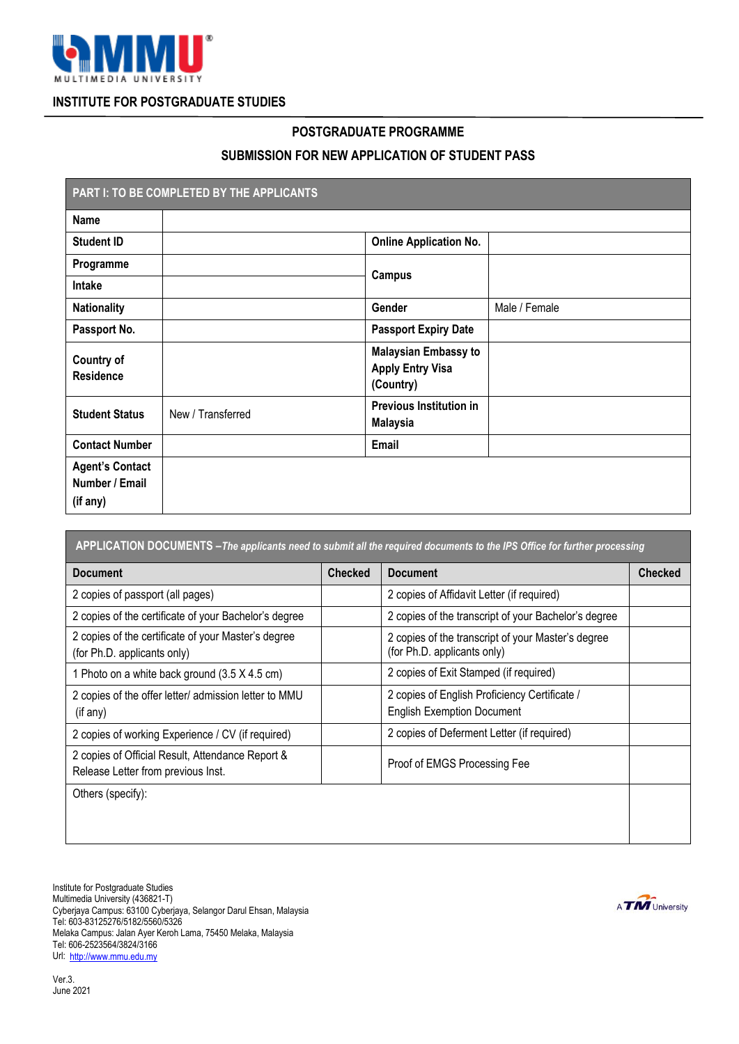MULTIMEDIA UNIVERSITY

**INSTITUTE FOR POSTGRADUATE STUDIES**

## POSTGRADUATE PROGRAMME

## SUBMISSION FOR NEW APPLICATION OF STUDENT PASS

| PART I: TO BE COMPLETED BY THE APPLICANTS | | | |
|---|---|---|---|
| **Name** | | | |
| **Student ID** | | **Online Application No.** | |
| **Programme** | | **Campus** | |
| **Intake** | | | |
| **Nationality** | | **Gender** | Male / Female |
| **Passport No.** | | **Passport Expiry Date** | |
| **Country of Residence** | | **Malaysian Embassy to Apply Entry Visa (Country)** | |
| **Student Status** | New / Transferred | **Previous Institution in Malaysia** | |
| **Contact Number** | | **Email** | |
| **Agent's Contact Number / Email (if any)** | | | |

| **APPLICATION DOCUMENTS** – *The applicants need to submit all the required documents to the IPS Office for further processing* | | | |
|---|---|---|---|
| **Document** | **Checked** | **Document** | **Checked** |
| 2 copies of passport (all pages) | | 2 copies of Affidavit Letter (if required) | |
| 2 copies of the certificate of your Bachelor's degree | | 2 copies of the transcript of your Bachelor's degree | |
| 2 copies of the certificate of your Master's degree (for Ph.D. applicants only) | | 2 copies of the transcript of your Master's degree (for Ph.D. applicants only) | |
| 1 Photo on a white back ground (3.5 X 4.5 cm) | | 2 copies of Exit Stamped (if required) | |
| 2 copies of the offer letter/ admission letter to MMU (if any) | | 2 copies of English Proficiency Certificate / English Exemption Document | |
| 2 copies of working Experience / CV (if required) | | 2 copies of Deferment Letter (if required) | |
| 2 copies of Official Result, Attendance Report & Release Letter from previous Inst. | | Proof of EMGS Processing Fee | |
| Others (specify): | | | |

Institute for Postgraduate Studies
Multimedia University (436821-T)
Cyberjaya Campus: 63100 Cyberjaya, Selangor Darul Ehsan, Malaysia
Tel: 603-83125276/5182/5560/5326
Melaka Campus: Jalan Ayer Keroh Lama, 75450 Melaka, Malaysia
Tel: 606-2523564/3824/3166
Url: http://www.mmu.edu.my

A TM University

Ver.3.
June 2021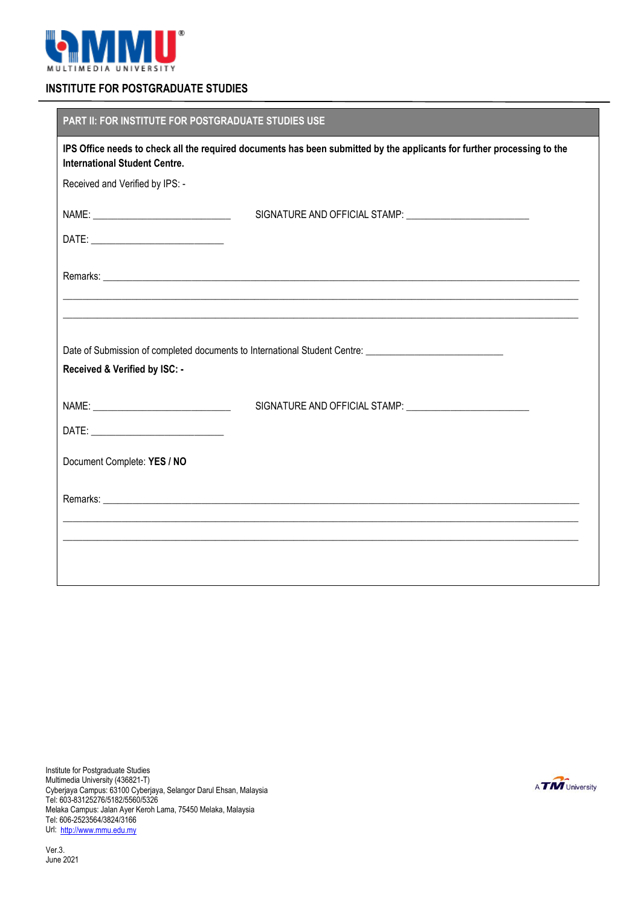MULTIMEDIA UNIVERSITY

## INSTITUTE FOR POSTGRADUATE STUDIES

### PART II: FOR INSTITUTE FOR POSTGRADUATE STUDIES USE

**IPS Office needs to check all the required documents has been submitted by the applicants for further processing to the International Student Centre.**

Received and Verified by IPS: -

NAME: ___________________________ SIGNATURE AND OFFICIAL STAMP: ________________________

DATE: __________________________

Remarks: ______________________________________________________________________________________________

______________________________________________________________________________________________________

______________________________________________________________________________________________________

Date of Submission of completed documents to International Student Centre: ___________________________

**Received & Verified by ISC: -**

NAME: ___________________________ SIGNATURE AND OFFICIAL STAMP: ________________________

DATE: __________________________

Document Complete: **YES / NO**

Remarks: ______________________________________________________________________________________________

______________________________________________________________________________________________________

______________________________________________________________________________________________________

Institute for Postgraduate Studies
Multimedia University (436821-T)
Cyberjaya Campus: 63100 Cyberjaya, Selangor Darul Ehsan, Malaysia
Tel: 603-83125276/5182/5560/5326
Melaka Campus: Jalan Ayer Keroh Lama, 75450 Melaka, Malaysia
Tel: 606-2523564/3824/3166
Url: http://www.mmu.edu.my

A TM University

Ver.3.
June 2021